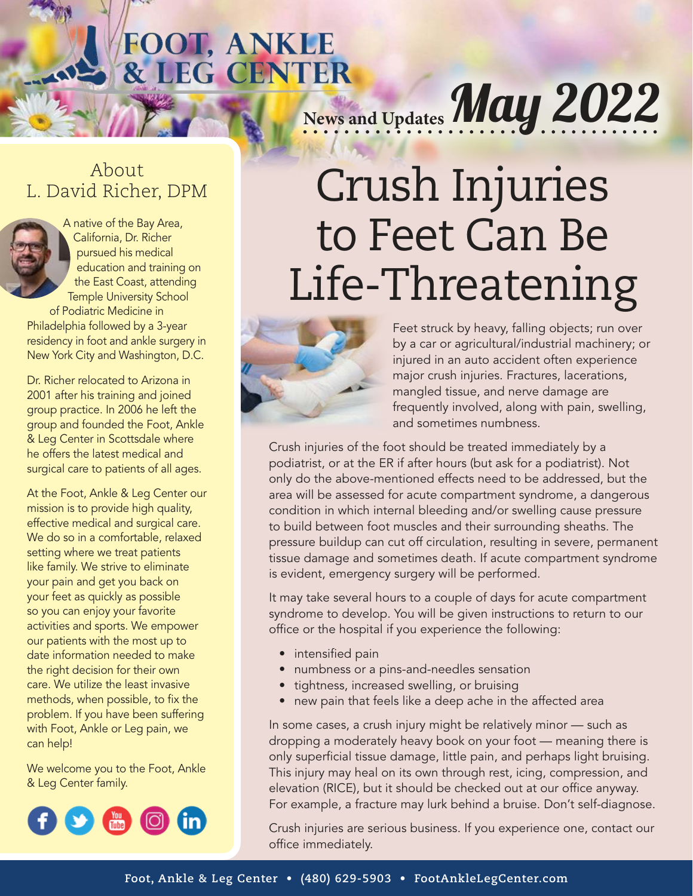# FOOT, ANKLE & LEG CENTER

News and Updates **May 2022**

## About L. David Richer, DPM

A native of the Bay Area, California, Dr. Richer pursued his medical education and training on the East Coast, attending Temple University School of Podiatric Medicine in Philadelphia followed by a 3-year residency in foot and ankle surgery in New York City and Washington, D.C.

Dr. Richer relocated to Arizona in 2001 after his training and joined group practice. In 2006 he left the group and founded the Foot, Ankle & Leg Center in Scottsdale where he offers the latest medical and surgical care to patients of all ages.

At the Foot, Ankle & Leg Center our mission is to provide high quality, effective medical and surgical care. We do so in a comfortable, relaxed setting where we treat patients like family. We strive to eliminate your pain and get you back on your feet as quickly as possible so you can enjoy your favorite activities and sports. We empower our patients with the most up to date information needed to make the right decision for their own care. We utilize the least invasive methods, when possible, to fix the problem. If you have been suffering with Foot, Ankle or Leg pain, we can help!

We welcome you to the Foot, Ankle & Leg Center family.

# Crush Injuries to Feet Can Be Life-Threatening

Feet struck by heavy, falling objects; run over by a car or agricultural/industrial machinery; or injured in an auto accident often experience major crush injuries. Fractures, lacerations, mangled tissue, and nerve damage are frequently involved, along with pain, swelling, and sometimes numbness.

Crush injuries of the foot should be treated immediately by a podiatrist, or at the ER if after hours (but ask for a podiatrist). Not only do the above-mentioned effects need to be addressed, but the area will be assessed for acute compartment syndrome, a dangerous condition in which internal bleeding and/or swelling cause pressure to build between foot muscles and their surrounding sheaths. The pressure buildup can cut off circulation, resulting in severe, permanent tissue damage and sometimes death. If acute compartment syndrome is evident, emergency surgery will be performed.

It may take several hours to a couple of days for acute compartment syndrome to develop. You will be given instructions to return to our office or the hospital if you experience the following:

- intensified pain
- numbness or a pins-and-needles sensation
- tightness, increased swelling, or bruising
- new pain that feels like a deep ache in the affected area

In some cases, a crush injury might be relatively minor — such as dropping a moderately heavy book on your foot — meaning there is only superficial tissue damage, little pain, and perhaps light bruising. This injury may heal on its own through rest, icing, compression, and elevation (RICE), but it should be checked out at our office anyway. For example, a fracture may lurk behind a bruise. Don't self-diagnose.

Crush injuries are serious business. If you experience one, contact our office immediately.

Foot, Ankle & Leg Center • (480) 629-5903 • FootAnkleLegCenter.com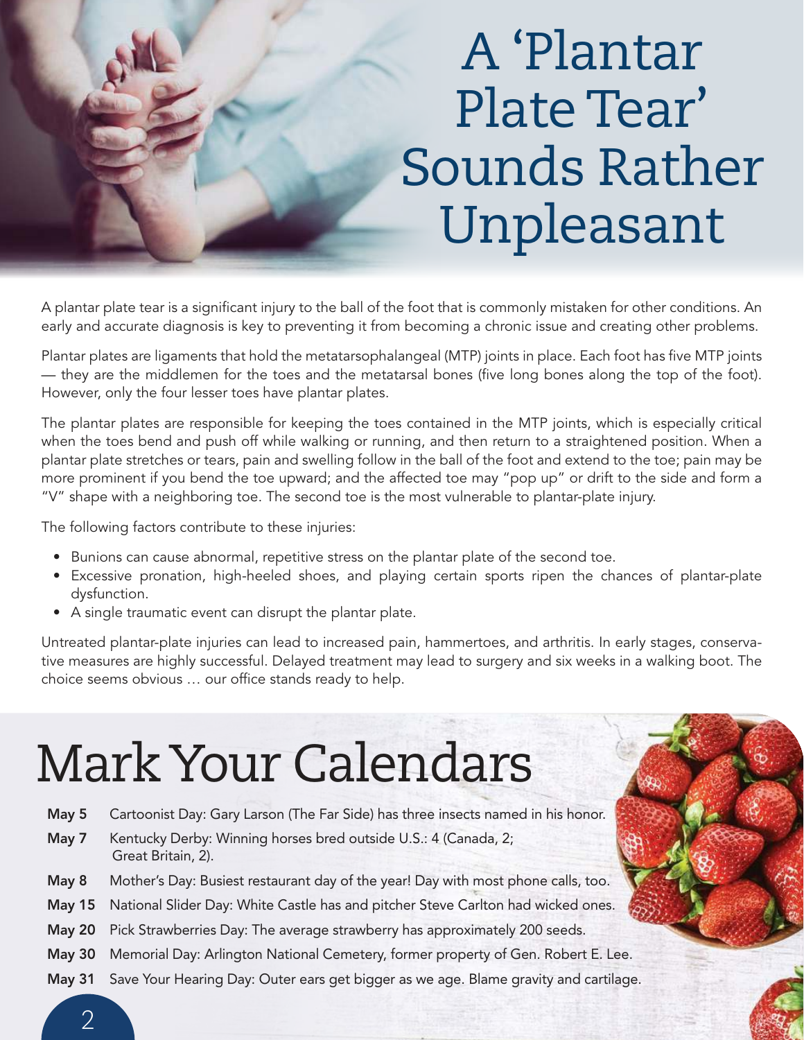# A 'Plantar Plate Tear' Sounds Rather Unpleasant

A plantar plate tear is a significant injury to the ball of the foot that is commonly mistaken for other conditions. An early and accurate diagnosis is key to preventing it from becoming a chronic issue and creating other problems.

Plantar plates are ligaments that hold the metatarsophalangeal (MTP) joints in place. Each foot has five MTP joints — they are the middlemen for the toes and the metatarsal bones (five long bones along the top of the foot). However, only the four lesser toes have plantar plates.

The plantar plates are responsible for keeping the toes contained in the MTP joints, which is especially critical when the toes bend and push off while walking or running, and then return to a straightened position. When a plantar plate stretches or tears, pain and swelling follow in the ball of the foot and extend to the toe; pain may be more prominent if you bend the toe upward; and the affected toe may "pop up" or drift to the side and form a "V" shape with a neighboring toe. The second toe is the most vulnerable to plantar-plate injury.

The following factors contribute to these injuries:

- Bunions can cause abnormal, repetitive stress on the plantar plate of the second toe.
- Excessive pronation, high-heeled shoes, and playing certain sports ripen the chances of plantar-plate dysfunction.
- A single traumatic event can disrupt the plantar plate.

Untreated plantar-plate injuries can lead to increased pain, hammertoes, and arthritis. In early stages, conservative measures are highly successful. Delayed treatment may lead to surgery and six weeks in a walking boot. The choice seems obvious … our office stands ready to help.

# Mark Your Calendars

**May 5** Cartoonist Day: Gary Larson (The Far Side) has three insects named in his honor.

**May 7** Kentucky Derby: Winning horses bred outside U.S.: 4 (Canada, 2; Great Britain, 2).

**May 8** Mother's Day: Busiest restaurant day of the year! Day with most phone calls, too.

**May 15** National Slider Day: White Castle has and pitcher Steve Carlton had wicked ones.

**May 20** Pick Strawberries Day: The average strawberry has approximately 200 seeds.

**May 30** Memorial Day: Arlington National Cemetery, former property of Gen. Robert E. Lee.

**May 31** Save Your Hearing Day: Outer ears get bigger as we age. Blame gravity and cartilage.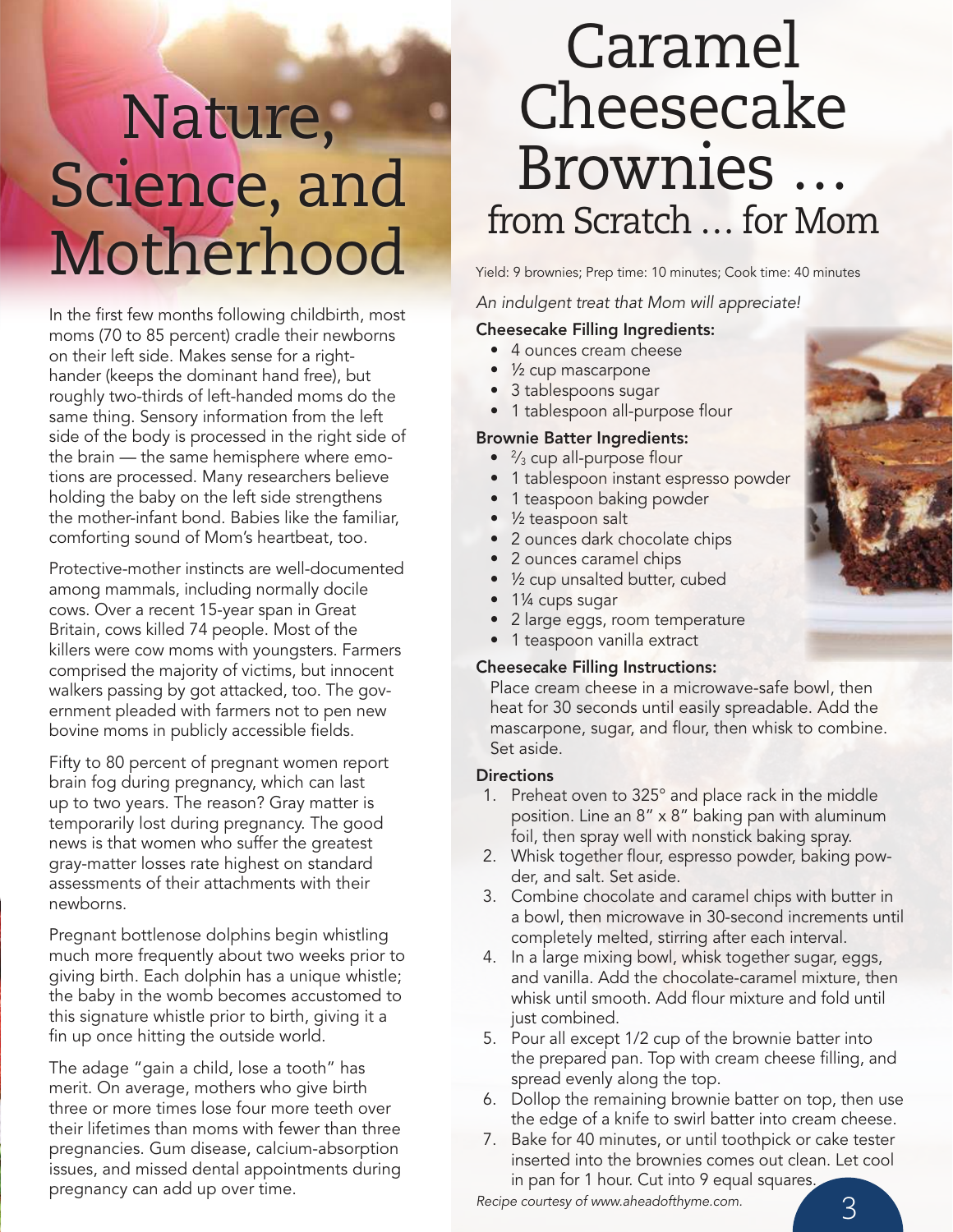# Nature, Science, and Motherhood

In the first few months following childbirth, most moms (70 to 85 percent) cradle their newborns on their left side. Makes sense for a right-hander (keeps the dominant hand free), but roughly two-thirds of left-handed moms do the same thing. Sensory information from the left side of the body is processed in the right side of the brain — the same hemisphere where emotions are processed. Many researchers believe holding the baby on the left side strengthens the mother-infant bond. Babies like the familiar, comforting sound of Mom's heartbeat, too.

Protective-mother instincts are well-documented among mammals, including normally docile cows. Over a recent 15-year span in Great Britain, cows killed 74 people. Most of the killers were cow moms with youngsters. Farmers comprised the majority of victims, but innocent walkers passing by got attacked, too. The government pleaded with farmers not to pen new bovine moms in publicly accessible fields.

Fifty to 80 percent of pregnant women report brain fog during pregnancy, which can last up to two years. The reason? Gray matter is temporarily lost during pregnancy. The good news is that women who suffer the greatest gray-matter losses rate highest on standard assessments of their attachments with their newborns.

Pregnant bottlenose dolphins begin whistling much more frequently about two weeks prior to giving birth. Each dolphin has a unique whistle; the baby in the womb becomes accustomed to this signature whistle prior to birth, giving it a fin up once hitting the outside world.

The adage "gain a child, lose a tooth" has merit. On average, mothers who give birth three or more times lose four more teeth over their lifetimes than moms with fewer than three pregnancies. Gum disease, calcium-absorption issues, and missed dental appointments during pregnancy can add up over time.

# Caramel Cheesecake Brownies ... from Scratch ... for Mom

Yield: 9 brownies; Prep time: 10 minutes; Cook time: 40 minutes

*An indulgent treat that Mom will appreciate!*

**Cheesecake Filling Ingredients:**

- 4 ounces cream cheese
- ½ cup mascarpone
- 3 tablespoons sugar
- 1 tablespoon all-purpose flour

**Brownie Batter Ingredients:**

- ⅔ cup all-purpose flour
- 1 tablespoon instant espresso powder
- 1 teaspoon baking powder
- ½ teaspoon salt
- 2 ounces dark chocolate chips
- 2 ounces caramel chips
- ½ cup unsalted butter, cubed
- 1¼ cups sugar
- 2 large eggs, room temperature
- 1 teaspoon vanilla extract

**Cheesecake Filling Instructions:**

Place cream cheese in a microwave-safe bowl, then heat for 30 seconds until easily spreadable. Add the mascarpone, sugar, and flour, then whisk to combine. Set aside.

**Directions**

1. Preheat oven to 325° and place rack in the middle position. Line an 8" x 8" baking pan with aluminum foil, then spray well with nonstick baking spray.
2. Whisk together flour, espresso powder, baking powder, and salt. Set aside.
3. Combine chocolate and caramel chips with butter in a bowl, then microwave in 30-second increments until completely melted, stirring after each interval.
4. In a large mixing bowl, whisk together sugar, eggs, and vanilla. Add the chocolate-caramel mixture, then whisk until smooth. Add flour mixture and fold until just combined.
5. Pour all except 1/2 cup of the brownie batter into the prepared pan. Top with cream cheese filling, and spread evenly along the top.
6. Dollop the remaining brownie batter on top, then use the edge of a knife to swirl batter into cream cheese.
7. Bake for 40 minutes, or until toothpick or cake tester inserted into the brownies comes out clean. Let cool in pan for 1 hour. Cut into 9 equal squares.

*Recipe courtesy of www.aheadofthyme.com.*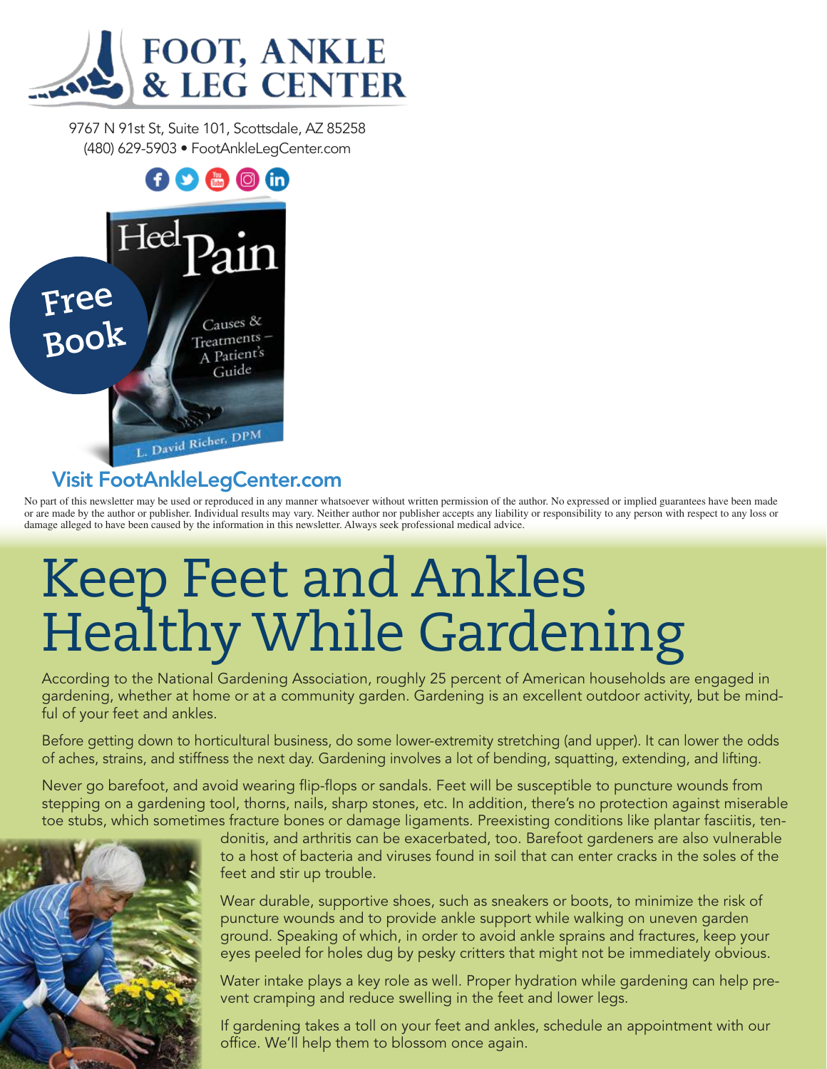# FOOT, ANKLE & LEG CENTER

9767 N 91st St, Suite 101, Scottsdale, AZ 85258
(480) 629-5903 • FootAnkleLegCenter.com

Free Book

Heel Pain
Causes & Treatments – A Patient's Guide
L. David Richer, DPM

## Visit FootAnkleLegCenter.com

No part of this newsletter may be used or reproduced in any manner whatsoever without written permission of the author. No expressed or implied guarantees have been made or are made by the author or publisher. Individual results may vary. Neither author nor publisher accepts any liability or responsibility to any person with respect to any loss or damage alleged to have been caused by the information in this newsletter. Always seek professional medical advice.

# Keep Feet and Ankles Healthy While Gardening

According to the National Gardening Association, roughly 25 percent of American households are engaged in gardening, whether at home or at a community garden. Gardening is an excellent outdoor activity, but be mindful of your feet and ankles.

Before getting down to horticultural business, do some lower-extremity stretching (and upper). It can lower the odds of aches, strains, and stiffness the next day. Gardening involves a lot of bending, squatting, extending, and lifting.

Never go barefoot, and avoid wearing flip-flops or sandals. Feet will be susceptible to puncture wounds from stepping on a gardening tool, thorns, nails, sharp stones, etc. In addition, there's no protection against miserable toe stubs, which sometimes fracture bones or damage ligaments. Preexisting conditions like plantar fasciitis, tendonitis, and arthritis can be exacerbated, too. Barefoot gardeners are also vulnerable to a host of bacteria and viruses found in soil that can enter cracks in the soles of the feet and stir up trouble.

Wear durable, supportive shoes, such as sneakers or boots, to minimize the risk of puncture wounds and to provide ankle support while walking on uneven garden ground. Speaking of which, in order to avoid ankle sprains and fractures, keep your eyes peeled for holes dug by pesky critters that might not be immediately obvious.

Water intake plays a key role as well. Proper hydration while gardening can help prevent cramping and reduce swelling in the feet and lower legs.

If gardening takes a toll on your feet and ankles, schedule an appointment with our office. We'll help them to blossom once again.